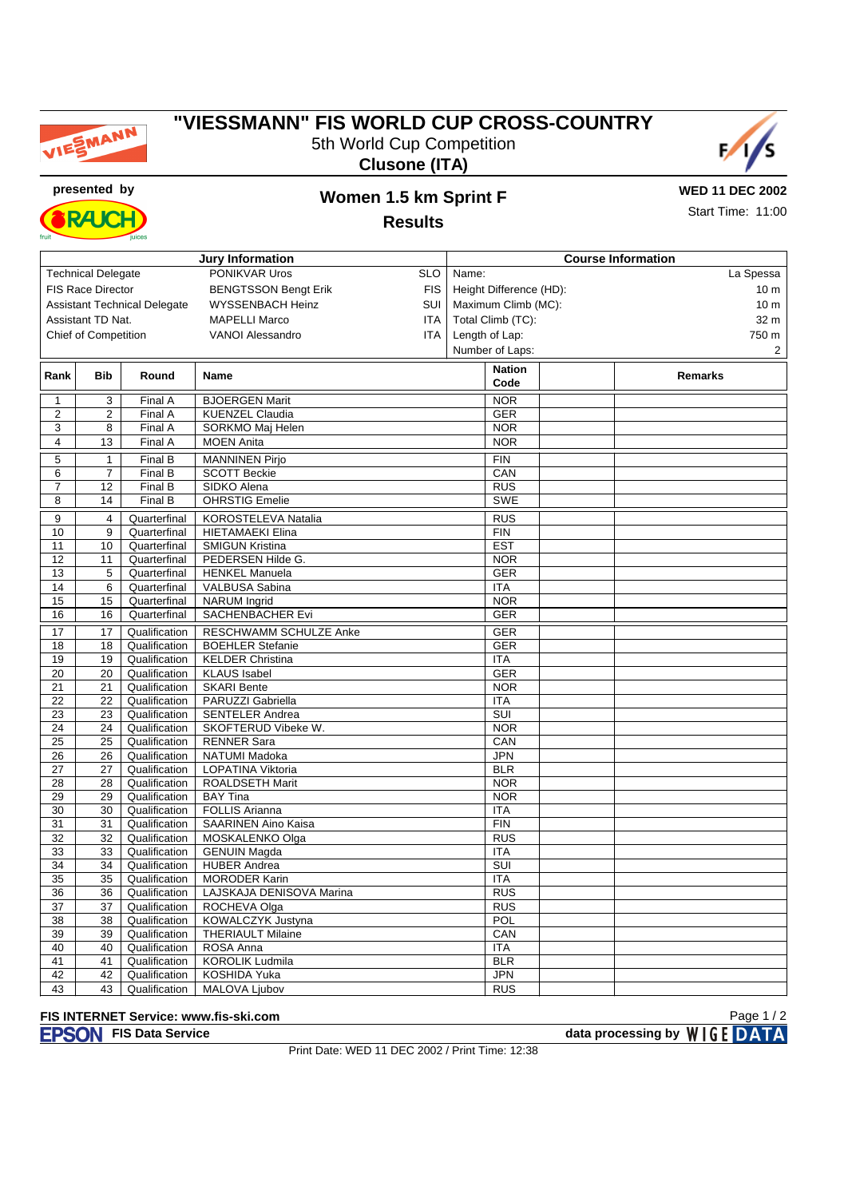# "VIESSMANN" FIS WORLD CUP CROSS-COUNTRY

5th World Cup Competition

**Clusone (ITA)**

presented by

## Women 1.5 km Sprint F

## Results

**WED 11 DEC 2002**

Start Time: 11:00

| Jury Information | | | Course Information | |
|---|---|---|---|---|
| Technical Delegate | PONIKVAR Uros | SLO | Name: | La Spessa |
| FIS Race Director | BENGTSSON Bengt Erik | FIS | Height Difference (HD): | 10 m |
| Assistant Technical Delegate | WYSSENBACH Heinz | SUI | Maximum Climb (MC): | 10 m |
| Assistant TD Nat. | MAPELLI Marco | ITA | Total Climb (TC): | 32 m |
| Chief of Competition | VANOI Alessandro | ITA | Length of Lap: | 750 m |
| | | | Number of Laps: | 2 |

| Rank | Bib | Round | Name | Nation Code | | Remarks |
|---|---|---|---|---|---|---|
| 1 | 3 | Final A | BJOERGEN Marit | NOR | | |
| 2 | 2 | Final A | KUENZEL Claudia | GER | | |
| 3 | 8 | Final A | SORKMO Maj Helen | NOR | | |
| 4 | 13 | Final A | MOEN Anita | NOR | | |
| 5 | 1 | Final B | MANNINEN Pirjo | FIN | | |
| 6 | 7 | Final B | SCOTT Beckie | CAN | | |
| 7 | 12 | Final B | SIDKO Alena | RUS | | |
| 8 | 14 | Final B | OHRSTIG Emelie | SWE | | |
| 9 | 4 | Quarterfinal | KOROSTELEVA Natalia | RUS | | |
| 10 | 9 | Quarterfinal | HIETAMAEKI Elina | FIN | | |
| 11 | 10 | Quarterfinal | SMIGUN Kristina | EST | | |
| 12 | 11 | Quarterfinal | PEDERSEN Hilde G. | NOR | | |
| 13 | 5 | Quarterfinal | HENKEL Manuela | GER | | |
| 14 | 6 | Quarterfinal | VALBUSA Sabina | ITA | | |
| 15 | 15 | Quarterfinal | NARUM Ingrid | NOR | | |
| 16 | 16 | Quarterfinal | SACHENBACHER Evi | GER | | |
| 17 | 17 | Qualification | RESCHWAMM SCHULZE Anke | GER | | |
| 18 | 18 | Qualification | BOEHLER Stefanie | GER | | |
| 19 | 19 | Qualification | KELDER Christina | ITA | | |
| 20 | 20 | Qualification | KLAUS Isabel | GER | | |
| 21 | 21 | Qualification | SKARI Bente | NOR | | |
| 22 | 22 | Qualification | PARUZZI Gabriella | ITA | | |
| 23 | 23 | Qualification | SENTELER Andrea | SUI | | |
| 24 | 24 | Qualification | SKOFTERUD Vibeke W. | NOR | | |
| 25 | 25 | Qualification | RENNER Sara | CAN | | |
| 26 | 26 | Qualification | NATUMI Madoka | JPN | | |
| 27 | 27 | Qualification | LOPATINA Viktoria | BLR | | |
| 28 | 28 | Qualification | ROALDSETH Marit | NOR | | |
| 29 | 29 | Qualification | BAY Tina | NOR | | |
| 30 | 30 | Qualification | FOLLIS Arianna | ITA | | |
| 31 | 31 | Qualification | SAARINEN Aino Kaisa | FIN | | |
| 32 | 32 | Qualification | MOSKALENKO Olga | RUS | | |
| 33 | 33 | Qualification | GENUIN Magda | ITA | | |
| 34 | 34 | Qualification | HUBER Andrea | SUI | | |
| 35 | 35 | Qualification | MORODER Karin | ITA | | |
| 36 | 36 | Qualification | LAJSKAJA DENISOVA Marina | RUS | | |
| 37 | 37 | Qualification | ROCHEVA Olga | RUS | | |
| 38 | 38 | Qualification | KOWALCZYK Justyna | POL | | |
| 39 | 39 | Qualification | THERIAULT Milaine | CAN | | |
| 40 | 40 | Qualification | ROSA Anna | ITA | | |
| 41 | 41 | Qualification | KOROLIK Ludmila | BLR | | |
| 42 | 42 | Qualification | KOSHIDA Yuka | JPN | | |
| 43 | 43 | Qualification | MALOVA Ljubov | RUS | | |

**FIS INTERNET Service: www.fis-ski.com**

**FIS Data Service** — **data processing by WIGE DATA**

Print Date: WED 11 DEC 2002 / Print Time: 12:38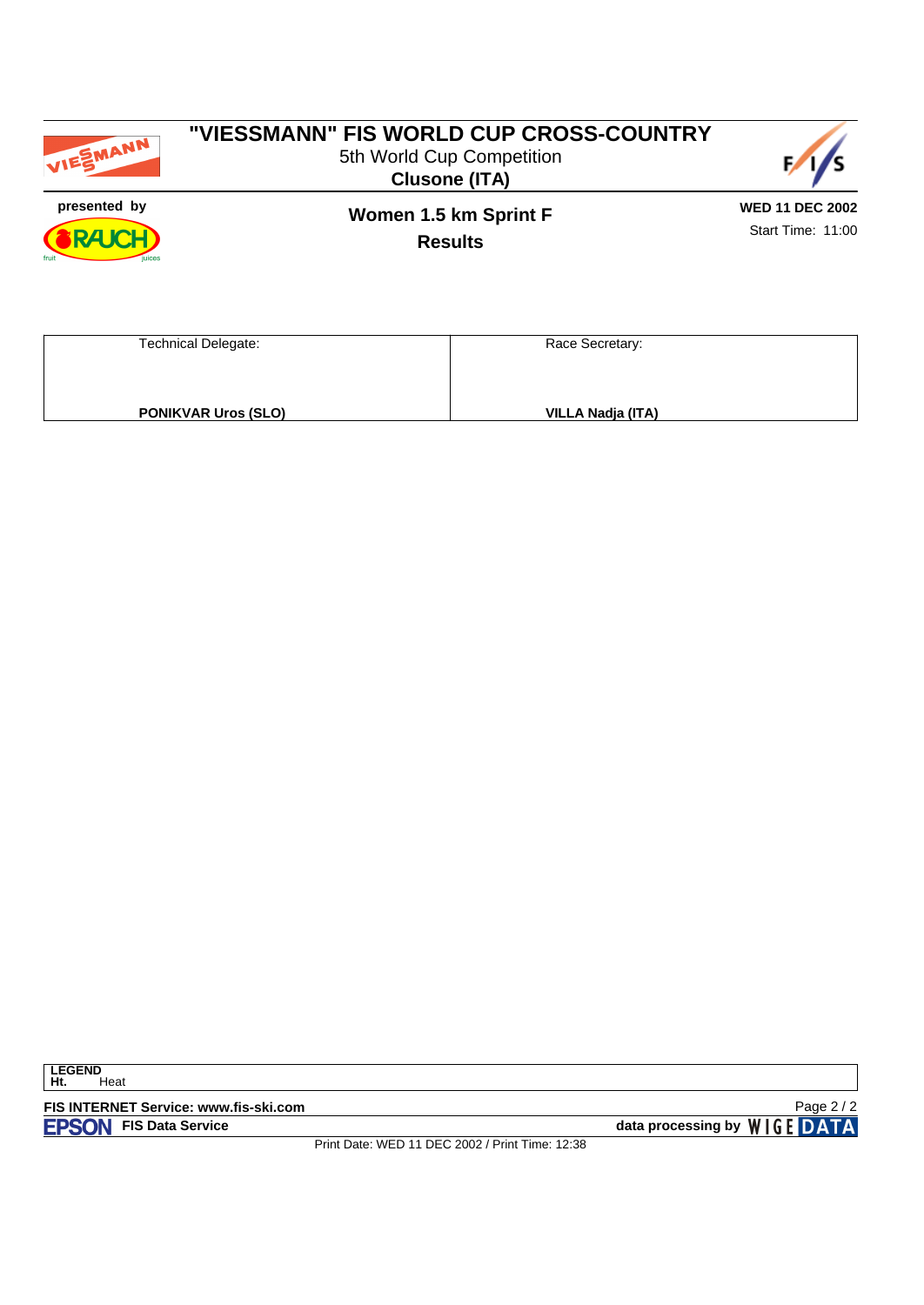# "VIESSMANN" FIS WORLD CUP CROSS-COUNTRY

5th World Cup Competition

**Clusone (ITA)**

**presented by**

## Women 1.5 km Sprint F

**Results**

**WED 11 DEC 2002**

Start Time: 11:00

| Technical Delegate: | Race Secretary: |
|---|---|
| **PONIKVAR Uros (SLO)** | **VILLA Nadja (ITA)** |

**LEGEND**
**Ht.** Heat

**FIS INTERNET Service: www.fis-ski.com**

**FIS Data Service**

**data processing by WIGE DATA**

Print Date: WED 11 DEC 2002 / Print Time: 12:38